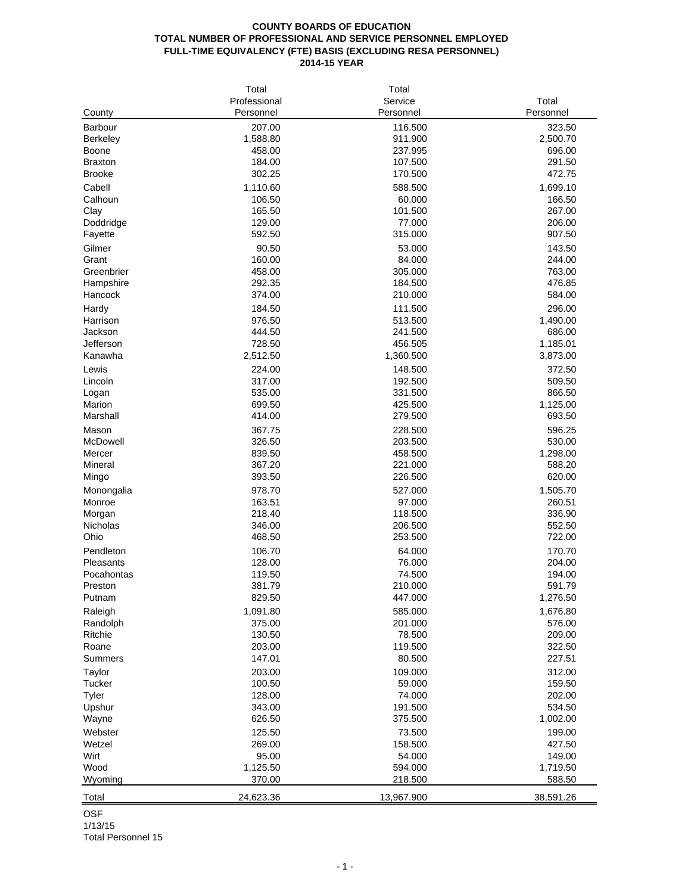**COUNTY BOARDS OF EDUCATION**
**TOTAL NUMBER OF PROFESSIONAL AND SERVICE PERSONNEL EMPLOYED**
**FULL-TIME EQUIVALENCY (FTE) BASIS (EXCLUDING RESA PERSONNEL)**
**2014-15 YEAR**

| County | Total Professional Personnel | Total Service Personnel | Total Personnel |
|---|---|---|---|
| Barbour | 207.00 | 116.500 | 323.50 |
| Berkeley | 1,588.80 | 911.900 | 2,500.70 |
| Boone | 458.00 | 237.995 | 696.00 |
| Braxton | 184.00 | 107.500 | 291.50 |
| Brooke | 302.25 | 170.500 | 472.75 |
| Cabell | 1,110.60 | 588.500 | 1,699.10 |
| Calhoun | 106.50 | 60.000 | 166.50 |
| Clay | 165.50 | 101.500 | 267.00 |
| Doddridge | 129.00 | 77.000 | 206.00 |
| Fayette | 592.50 | 315.000 | 907.50 |
| Gilmer | 90.50 | 53.000 | 143.50 |
| Grant | 160.00 | 84.000 | 244.00 |
| Greenbrier | 458.00 | 305.000 | 763.00 |
| Hampshire | 292.35 | 184.500 | 476.85 |
| Hancock | 374.00 | 210.000 | 584.00 |
| Hardy | 184.50 | 111.500 | 296.00 |
| Harrison | 976.50 | 513.500 | 1,490.00 |
| Jackson | 444.50 | 241.500 | 686.00 |
| Jefferson | 728.50 | 456.505 | 1,185.01 |
| Kanawha | 2,512.50 | 1,360.500 | 3,873.00 |
| Lewis | 224.00 | 148.500 | 372.50 |
| Lincoln | 317.00 | 192.500 | 509.50 |
| Logan | 535.00 | 331.500 | 866.50 |
| Marion | 699.50 | 425.500 | 1,125.00 |
| Marshall | 414.00 | 279.500 | 693.50 |
| Mason | 367.75 | 228.500 | 596.25 |
| McDowell | 326.50 | 203.500 | 530.00 |
| Mercer | 839.50 | 458.500 | 1,298.00 |
| Mineral | 367.20 | 221.000 | 588.20 |
| Mingo | 393.50 | 226.500 | 620.00 |
| Monongalia | 978.70 | 527.000 | 1,505.70 |
| Monroe | 163.51 | 97.000 | 260.51 |
| Morgan | 218.40 | 118.500 | 336.90 |
| Nicholas | 346.00 | 206.500 | 552.50 |
| Ohio | 468.50 | 253.500 | 722.00 |
| Pendleton | 106.70 | 64.000 | 170.70 |
| Pleasants | 128.00 | 76.000 | 204.00 |
| Pocahontas | 119.50 | 74.500 | 194.00 |
| Preston | 381.79 | 210.000 | 591.79 |
| Putnam | 829.50 | 447.000 | 1,276.50 |
| Raleigh | 1,091.80 | 585.000 | 1,676.80 |
| Randolph | 375.00 | 201.000 | 576.00 |
| Ritchie | 130.50 | 78.500 | 209.00 |
| Roane | 203.00 | 119.500 | 322.50 |
| Summers | 147.01 | 80.500 | 227.51 |
| Taylor | 203.00 | 109.000 | 312.00 |
| Tucker | 100.50 | 59.000 | 159.50 |
| Tyler | 128.00 | 74.000 | 202.00 |
| Upshur | 343.00 | 191.500 | 534.50 |
| Wayne | 626.50 | 375.500 | 1,002.00 |
| Webster | 125.50 | 73.500 | 199.00 |
| Wetzel | 269.00 | 158.500 | 427.50 |
| Wirt | 95.00 | 54.000 | 149.00 |
| Wood | 1,125.50 | 594.000 | 1,719.50 |
| Wyoming | 370.00 | 218.500 | 588.50 |
| Total | 24,623.36 | 13,967.900 | 38,591.26 |

OSF
1/13/15
Total Personnel 15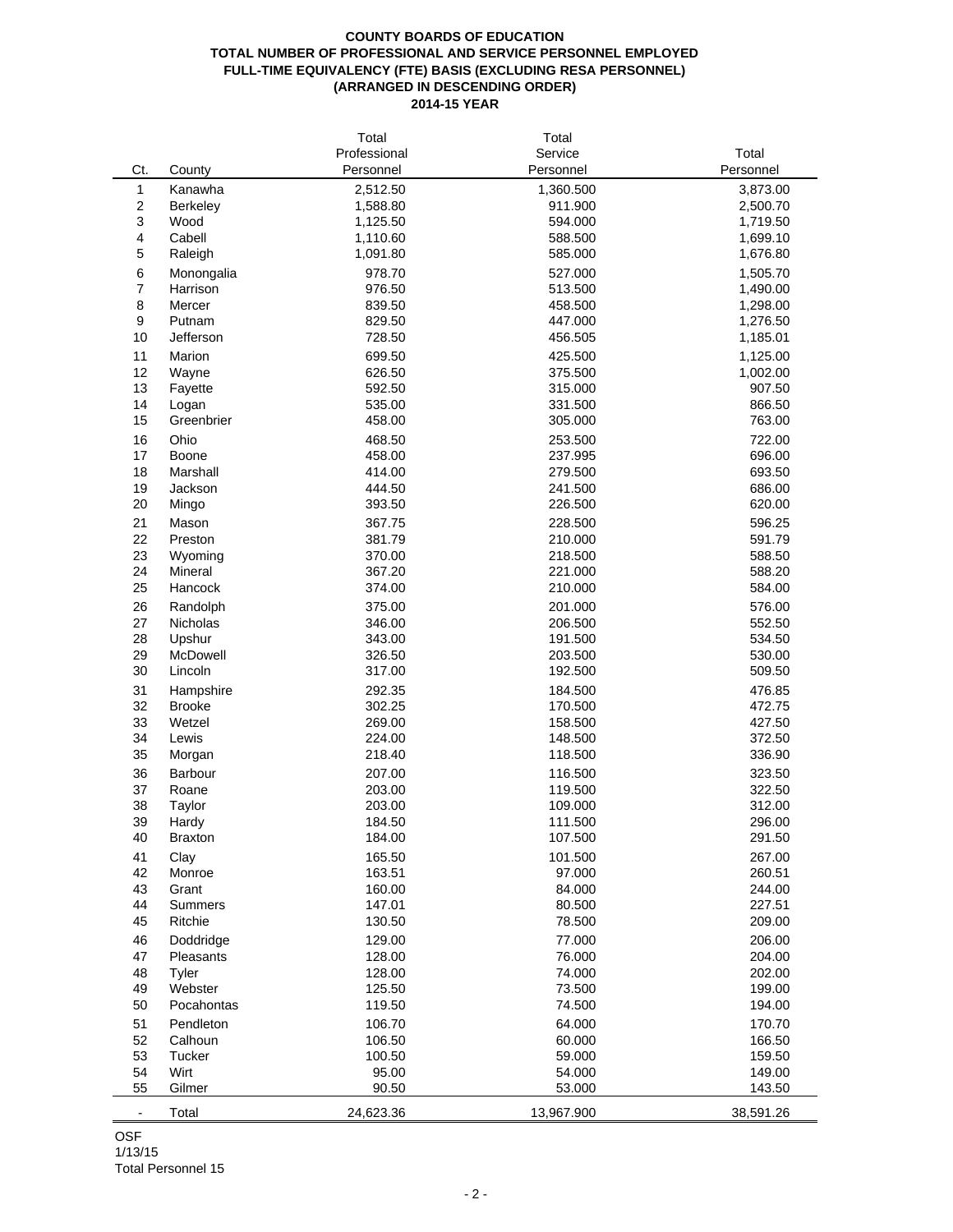**COUNTY BOARDS OF EDUCATION**
**TOTAL NUMBER OF PROFESSIONAL AND SERVICE PERSONNEL EMPLOYED**
**FULL-TIME EQUIVALENCY (FTE) BASIS (EXCLUDING RESA PERSONNEL)**
**(ARRANGED IN DESCENDING ORDER)**
**2014-15 YEAR**

| Ct. | County | Total Professional Personnel | Total Service Personnel | Total Personnel |
|---|---|---|---|---|
| 1 | Kanawha | 2,512.50 | 1,360.500 | 3,873.00 |
| 2 | Berkeley | 1,588.80 | 911.900 | 2,500.70 |
| 3 | Wood | 1,125.50 | 594.000 | 1,719.50 |
| 4 | Cabell | 1,110.60 | 588.500 | 1,699.10 |
| 5 | Raleigh | 1,091.80 | 585.000 | 1,676.80 |
| 6 | Monongalia | 978.70 | 527.000 | 1,505.70 |
| 7 | Harrison | 976.50 | 513.500 | 1,490.00 |
| 8 | Mercer | 839.50 | 458.500 | 1,298.00 |
| 9 | Putnam | 829.50 | 447.000 | 1,276.50 |
| 10 | Jefferson | 728.50 | 456.505 | 1,185.01 |
| 11 | Marion | 699.50 | 425.500 | 1,125.00 |
| 12 | Wayne | 626.50 | 375.500 | 1,002.00 |
| 13 | Fayette | 592.50 | 315.000 | 907.50 |
| 14 | Logan | 535.00 | 331.500 | 866.50 |
| 15 | Greenbrier | 458.00 | 305.000 | 763.00 |
| 16 | Ohio | 468.50 | 253.500 | 722.00 |
| 17 | Boone | 458.00 | 237.995 | 696.00 |
| 18 | Marshall | 414.00 | 279.500 | 693.50 |
| 19 | Jackson | 444.50 | 241.500 | 686.00 |
| 20 | Mingo | 393.50 | 226.500 | 620.00 |
| 21 | Mason | 367.75 | 228.500 | 596.25 |
| 22 | Preston | 381.79 | 210.000 | 591.79 |
| 23 | Wyoming | 370.00 | 218.500 | 588.50 |
| 24 | Mineral | 367.20 | 221.000 | 588.20 |
| 25 | Hancock | 374.00 | 210.000 | 584.00 |
| 26 | Randolph | 375.00 | 201.000 | 576.00 |
| 27 | Nicholas | 346.00 | 206.500 | 552.50 |
| 28 | Upshur | 343.00 | 191.500 | 534.50 |
| 29 | McDowell | 326.50 | 203.500 | 530.00 |
| 30 | Lincoln | 317.00 | 192.500 | 509.50 |
| 31 | Hampshire | 292.35 | 184.500 | 476.85 |
| 32 | Brooke | 302.25 | 170.500 | 472.75 |
| 33 | Wetzel | 269.00 | 158.500 | 427.50 |
| 34 | Lewis | 224.00 | 148.500 | 372.50 |
| 35 | Morgan | 218.40 | 118.500 | 336.90 |
| 36 | Barbour | 207.00 | 116.500 | 323.50 |
| 37 | Roane | 203.00 | 119.500 | 322.50 |
| 38 | Taylor | 203.00 | 109.000 | 312.00 |
| 39 | Hardy | 184.50 | 111.500 | 296.00 |
| 40 | Braxton | 184.00 | 107.500 | 291.50 |
| 41 | Clay | 165.50 | 101.500 | 267.00 |
| 42 | Monroe | 163.51 | 97.000 | 260.51 |
| 43 | Grant | 160.00 | 84.000 | 244.00 |
| 44 | Summers | 147.01 | 80.500 | 227.51 |
| 45 | Ritchie | 130.50 | 78.500 | 209.00 |
| 46 | Doddridge | 129.00 | 77.000 | 206.00 |
| 47 | Pleasants | 128.00 | 76.000 | 204.00 |
| 48 | Tyler | 128.00 | 74.000 | 202.00 |
| 49 | Webster | 125.50 | 73.500 | 199.00 |
| 50 | Pocahontas | 119.50 | 74.500 | 194.00 |
| 51 | Pendleton | 106.70 | 64.000 | 170.70 |
| 52 | Calhoun | 106.50 | 60.000 | 166.50 |
| 53 | Tucker | 100.50 | 59.000 | 159.50 |
| 54 | Wirt | 95.00 | 54.000 | 149.00 |
| 55 | Gilmer | 90.50 | 53.000 | 143.50 |
| - | Total | 24,623.36 | 13,967.900 | 38,591.26 |

OSF
1/13/15
Total Personnel 15